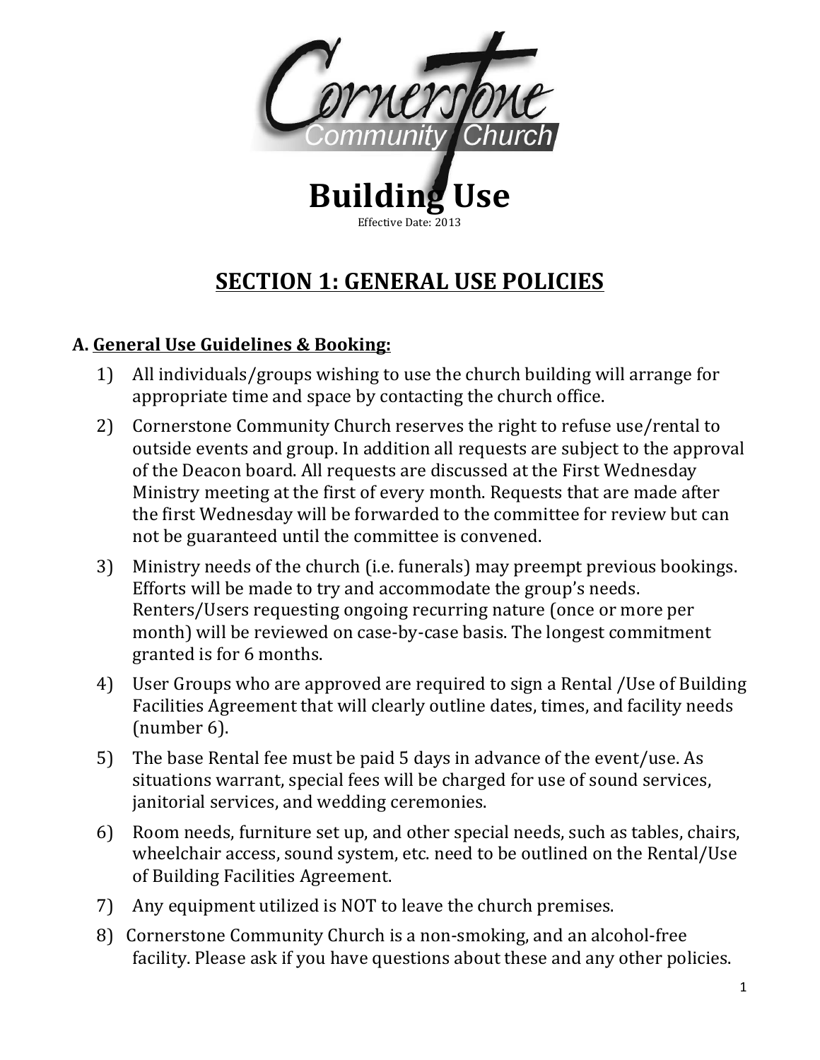Cornerstone Community Church

# Building Use

Effective Date: 2013

## SECTION 1: GENERAL USE POLICIES

### A. General Use Guidelines & Booking:

1) All individuals/groups wishing to use the church building will arrange for appropriate time and space by contacting the church office.
2) Cornerstone Community Church reserves the right to refuse use/rental to outside events and group. In addition all requests are subject to the approval of the Deacon board. All requests are discussed at the First Wednesday Ministry meeting at the first of every month. Requests that are made after the first Wednesday will be forwarded to the committee for review but can not be guaranteed until the committee is convened.
3) Ministry needs of the church (i.e. funerals) may preempt previous bookings. Efforts will be made to try and accommodate the group's needs. Renters/Users requesting ongoing recurring nature (once or more per month) will be reviewed on case-by-case basis. The longest commitment granted is for 6 months.
4) User Groups who are approved are required to sign a Rental /Use of Building Facilities Agreement that will clearly outline dates, times, and facility needs (number 6).
5) The base Rental fee must be paid 5 days in advance of the event/use. As situations warrant, special fees will be charged for use of sound services, janitorial services, and wedding ceremonies.
6) Room needs, furniture set up, and other special needs, such as tables, chairs, wheelchair access, sound system, etc. need to be outlined on the Rental/Use of Building Facilities Agreement.
7) Any equipment utilized is NOT to leave the church premises.
8) Cornerstone Community Church is a non-smoking, and an alcohol-free facility. Please ask if you have questions about these and any other policies.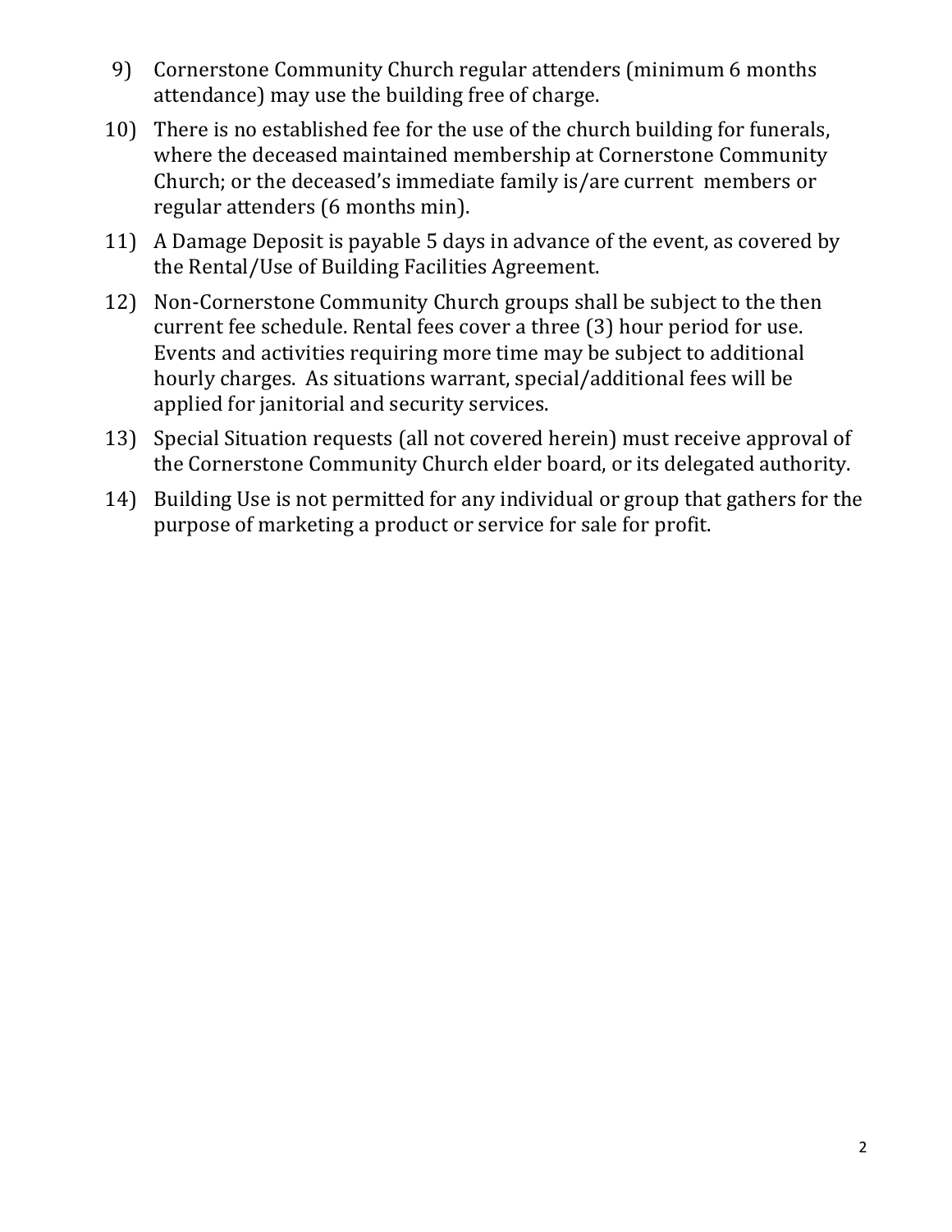9) Cornerstone Community Church regular attenders (minimum 6 months attendance) may use the building free of charge.

10) There is no established fee for the use of the church building for funerals, where the deceased maintained membership at Cornerstone Community Church; or the deceased's immediate family is/are current members or regular attenders (6 months min).

11) A Damage Deposit is payable 5 days in advance of the event, as covered by the Rental/Use of Building Facilities Agreement.

12) Non-Cornerstone Community Church groups shall be subject to the then current fee schedule. Rental fees cover a three (3) hour period for use. Events and activities requiring more time may be subject to additional hourly charges. As situations warrant, special/additional fees will be applied for janitorial and security services.

13) Special Situation requests (all not covered herein) must receive approval of the Cornerstone Community Church elder board, or its delegated authority.

14) Building Use is not permitted for any individual or group that gathers for the purpose of marketing a product or service for sale for profit.